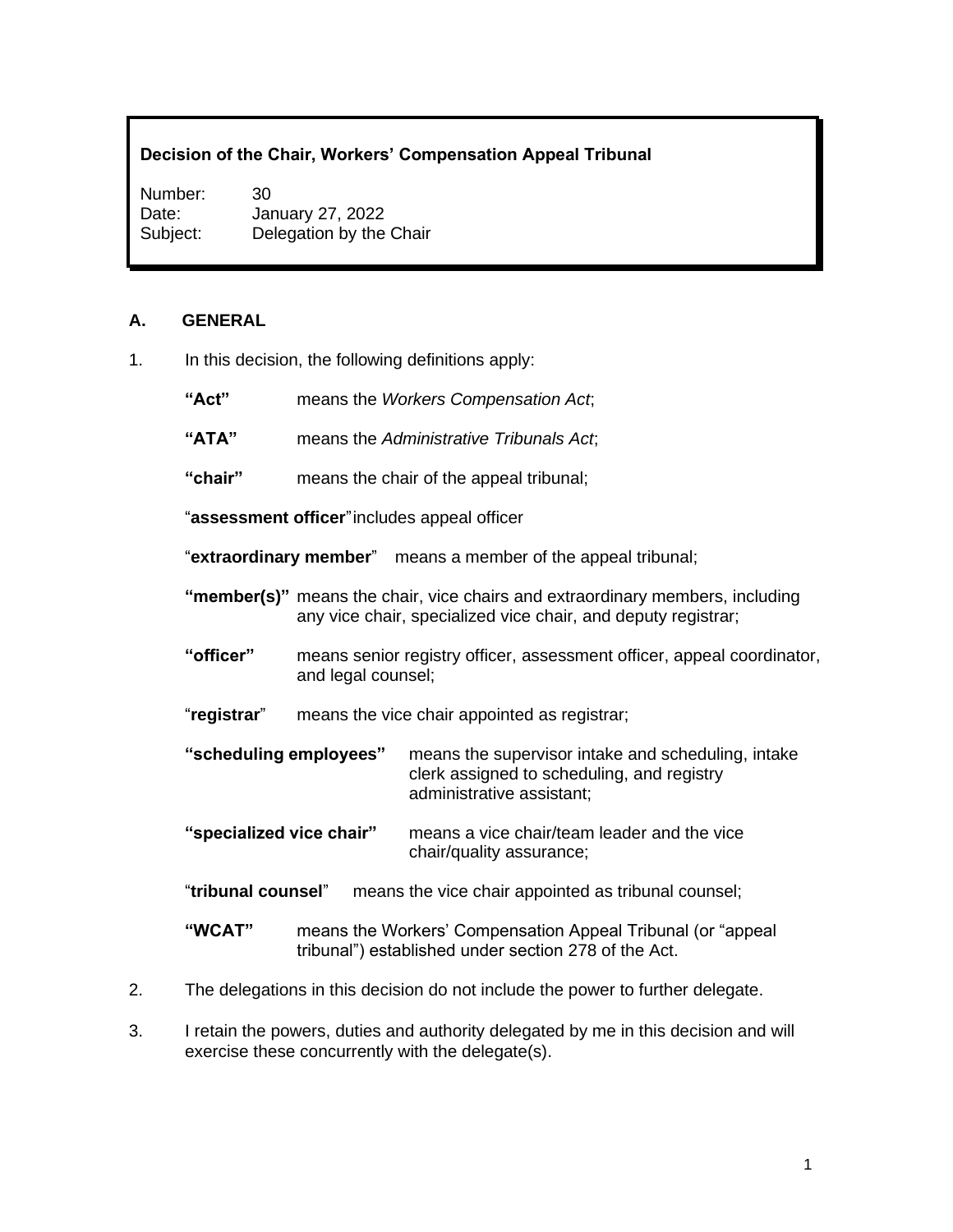**Decision of the Chair, Workers' Compensation Appeal Tribunal**

Number: 30
Date: January 27, 2022
Subject: Delegation by the Chair

## A. GENERAL

1. In this decision, the following definitions apply:

   **"Act"** means the *Workers Compensation Act*;

   **"ATA"** means the *Administrative Tribunals Act*;

   **"chair"** means the chair of the appeal tribunal;

   "**assessment officer**" includes appeal officer

   "**extraordinary member**" means a member of the appeal tribunal;

   **"member(s)"** means the chair, vice chairs and extraordinary members, including any vice chair, specialized vice chair, and deputy registrar;

   **"officer"** means senior registry officer, assessment officer, appeal coordinator, and legal counsel;

   "**registrar**" means the vice chair appointed as registrar;

   **"scheduling employees"** means the supervisor intake and scheduling, intake clerk assigned to scheduling, and registry administrative assistant;

   **"specialized vice chair"** means a vice chair/team leader and the vice chair/quality assurance;

   "**tribunal counsel**" means the vice chair appointed as tribunal counsel;

   **"WCAT"** means the Workers' Compensation Appeal Tribunal (or "appeal tribunal") established under section 278 of the Act.

2. The delegations in this decision do not include the power to further delegate.

3. I retain the powers, duties and authority delegated by me in this decision and will exercise these concurrently with the delegate(s).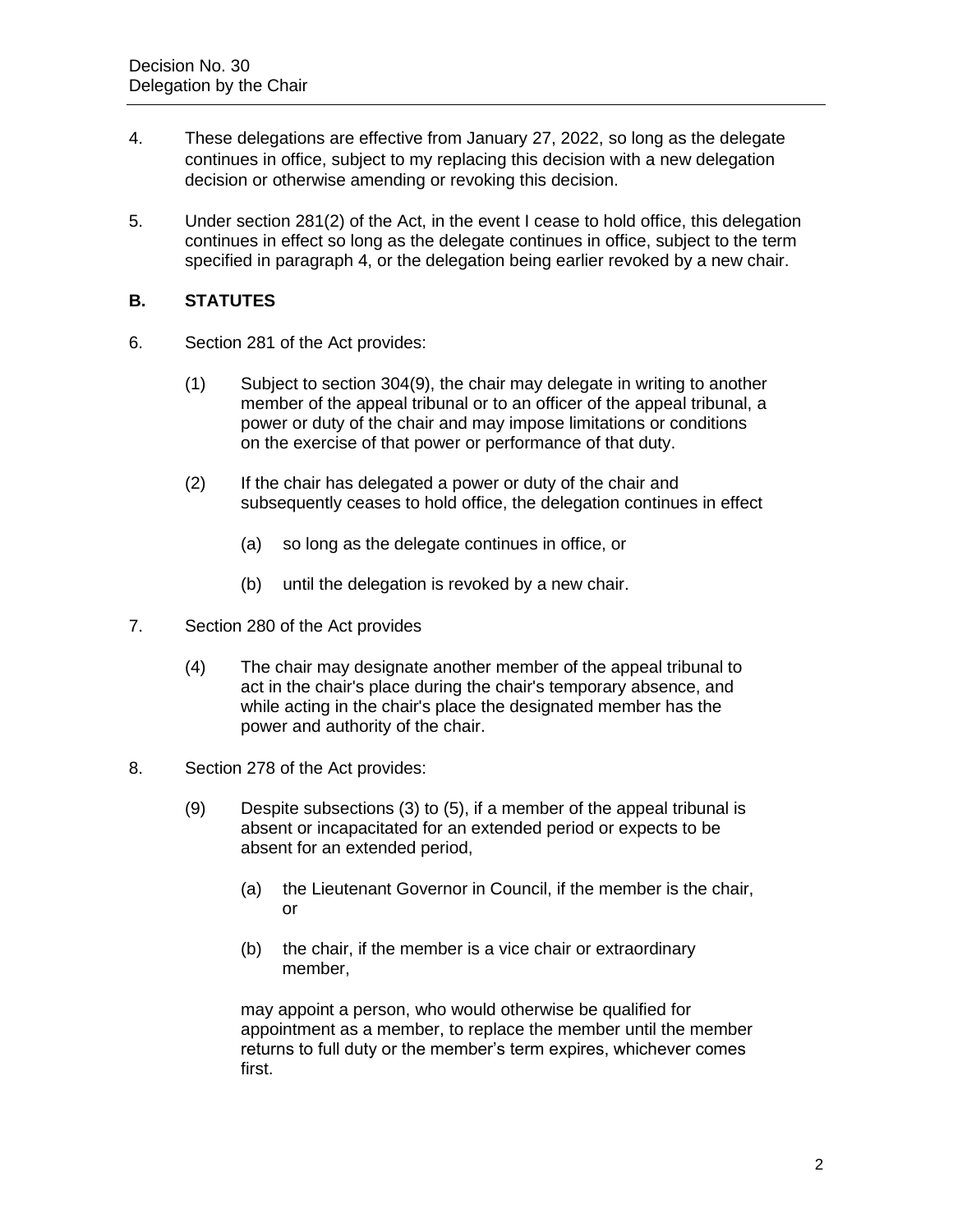4. These delegations are effective from January 27, 2022, so long as the delegate continues in office, subject to my replacing this decision with a new delegation decision or otherwise amending or revoking this decision.

5. Under section 281(2) of the Act, in the event I cease to hold office, this delegation continues in effect so long as the delegate continues in office, subject to the term specified in paragraph 4, or the delegation being earlier revoked by a new chair.

## B. STATUTES

6. Section 281 of the Act provides:

   (1) Subject to section 304(9), the chair may delegate in writing to another member of the appeal tribunal or to an officer of the appeal tribunal, a power or duty of the chair and may impose limitations or conditions on the exercise of that power or performance of that duty.

   (2) If the chair has delegated a power or duty of the chair and subsequently ceases to hold office, the delegation continues in effect

   (a) so long as the delegate continues in office, or

   (b) until the delegation is revoked by a new chair.

7. Section 280 of the Act provides

   (4) The chair may designate another member of the appeal tribunal to act in the chair's place during the chair's temporary absence, and while acting in the chair's place the designated member has the power and authority of the chair.

8. Section 278 of the Act provides:

   (9) Despite subsections (3) to (5), if a member of the appeal tribunal is absent or incapacitated for an extended period or expects to be absent for an extended period,

   (a) the Lieutenant Governor in Council, if the member is the chair, or

   (b) the chair, if the member is a vice chair or extraordinary member,

   may appoint a person, who would otherwise be qualified for appointment as a member, to replace the member until the member returns to full duty or the member's term expires, whichever comes first.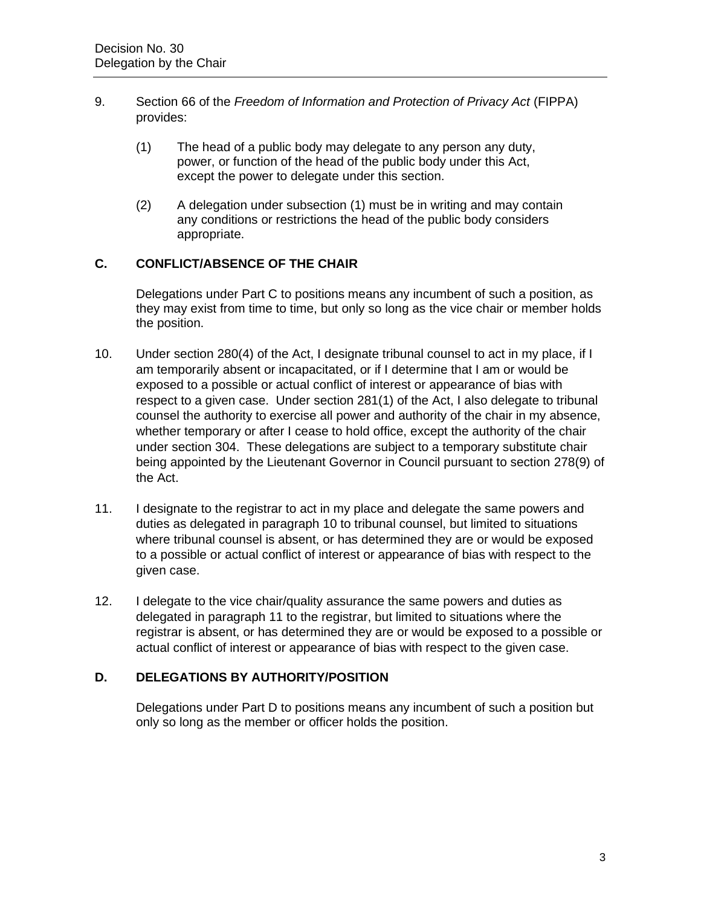9. Section 66 of the *Freedom of Information and Protection of Privacy Act* (FIPPA) provides:

   (1) The head of a public body may delegate to any person any duty, power, or function of the head of the public body under this Act, except the power to delegate under this section.

   (2) A delegation under subsection (1) must be in writing and may contain any conditions or restrictions the head of the public body considers appropriate.

## C. CONFLICT/ABSENCE OF THE CHAIR

Delegations under Part C to positions means any incumbent of such a position, as they may exist from time to time, but only so long as the vice chair or member holds the position.

10. Under section 280(4) of the Act, I designate tribunal counsel to act in my place, if I am temporarily absent or incapacitated, or if I determine that I am or would be exposed to a possible or actual conflict of interest or appearance of bias with respect to a given case. Under section 281(1) of the Act, I also delegate to tribunal counsel the authority to exercise all power and authority of the chair in my absence, whether temporary or after I cease to hold office, except the authority of the chair under section 304. These delegations are subject to a temporary substitute chair being appointed by the Lieutenant Governor in Council pursuant to section 278(9) of the Act.

11. I designate to the registrar to act in my place and delegate the same powers and duties as delegated in paragraph 10 to tribunal counsel, but limited to situations where tribunal counsel is absent, or has determined they are or would be exposed to a possible or actual conflict of interest or appearance of bias with respect to the given case.

12. I delegate to the vice chair/quality assurance the same powers and duties as delegated in paragraph 11 to the registrar, but limited to situations where the registrar is absent, or has determined they are or would be exposed to a possible or actual conflict of interest or appearance of bias with respect to the given case.

## D. DELEGATIONS BY AUTHORITY/POSITION

Delegations under Part D to positions means any incumbent of such a position but only so long as the member or officer holds the position.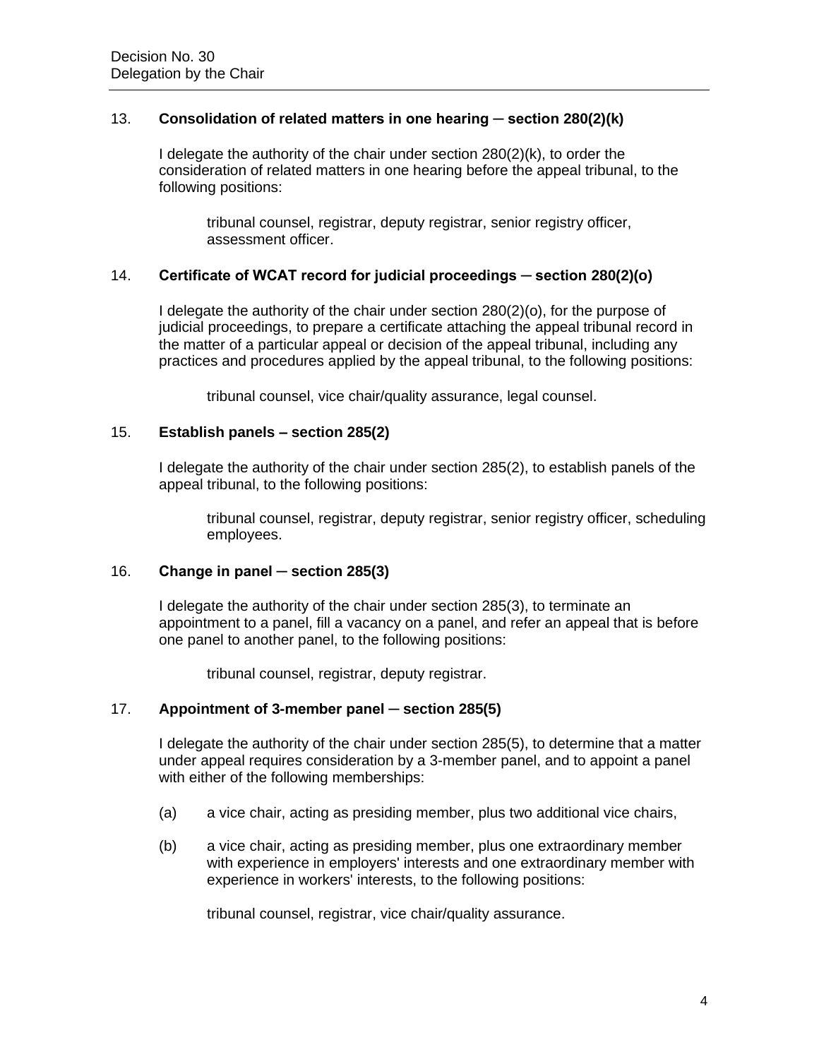13. **Consolidation of related matters in one hearing ─ section 280(2)(k)**

I delegate the authority of the chair under section 280(2)(k), to order the consideration of related matters in one hearing before the appeal tribunal, to the following positions:

> tribunal counsel, registrar, deputy registrar, senior registry officer, assessment officer.

14. **Certificate of WCAT record for judicial proceedings ─ section 280(2)(o)**

I delegate the authority of the chair under section 280(2)(o), for the purpose of judicial proceedings, to prepare a certificate attaching the appeal tribunal record in the matter of a particular appeal or decision of the appeal tribunal, including any practices and procedures applied by the appeal tribunal, to the following positions:

> tribunal counsel, vice chair/quality assurance, legal counsel.

15. **Establish panels – section 285(2)**

I delegate the authority of the chair under section 285(2), to establish panels of the appeal tribunal, to the following positions:

> tribunal counsel, registrar, deputy registrar, senior registry officer, scheduling employees.

16. **Change in panel ─ section 285(3)**

I delegate the authority of the chair under section 285(3), to terminate an appointment to a panel, fill a vacancy on a panel, and refer an appeal that is before one panel to another panel, to the following positions:

> tribunal counsel, registrar, deputy registrar.

17. **Appointment of 3-member panel ─ section 285(5)**

I delegate the authority of the chair under section 285(5), to determine that a matter under appeal requires consideration by a 3-member panel, and to appoint a panel with either of the following memberships:

(a) a vice chair, acting as presiding member, plus two additional vice chairs,

(b) a vice chair, acting as presiding member, plus one extraordinary member with experience in employers' interests and one extraordinary member with experience in workers' interests, to the following positions:

> tribunal counsel, registrar, vice chair/quality assurance.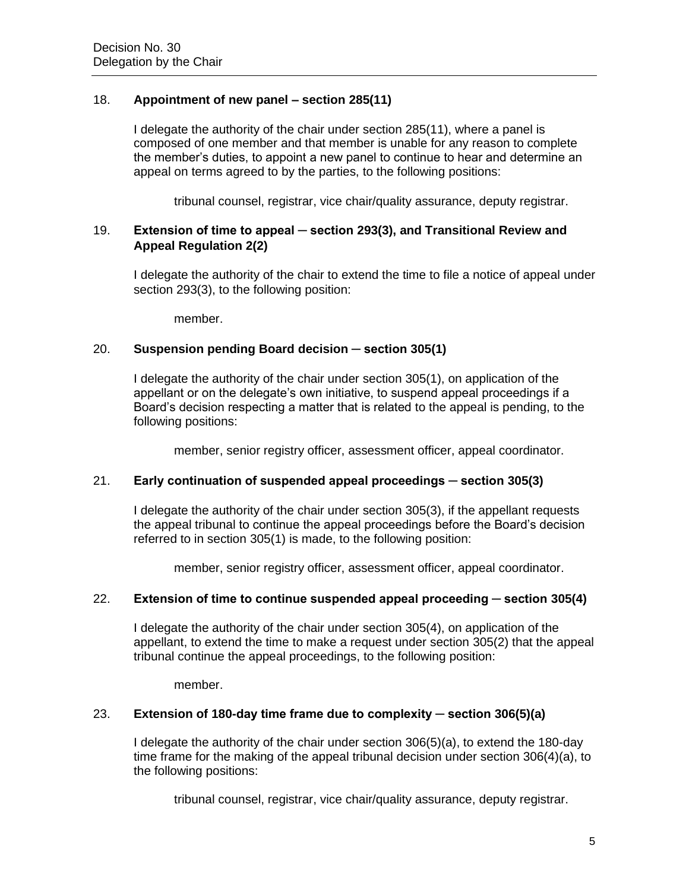18. **Appointment of new panel – section 285(11)**

I delegate the authority of the chair under section 285(11), where a panel is composed of one member and that member is unable for any reason to complete the member's duties, to appoint a new panel to continue to hear and determine an appeal on terms agreed to by the parties, to the following positions:

tribunal counsel, registrar, vice chair/quality assurance, deputy registrar.

19. **Extension of time to appeal ─ section 293(3), and Transitional Review and Appeal Regulation 2(2)**

I delegate the authority of the chair to extend the time to file a notice of appeal under section 293(3), to the following position:

member.

20. **Suspension pending Board decision ─ section 305(1)**

I delegate the authority of the chair under section 305(1), on application of the appellant or on the delegate's own initiative, to suspend appeal proceedings if a Board's decision respecting a matter that is related to the appeal is pending, to the following positions:

member, senior registry officer, assessment officer, appeal coordinator.

21. **Early continuation of suspended appeal proceedings ─ section 305(3)**

I delegate the authority of the chair under section 305(3), if the appellant requests the appeal tribunal to continue the appeal proceedings before the Board's decision referred to in section 305(1) is made, to the following position:

member, senior registry officer, assessment officer, appeal coordinator.

22. **Extension of time to continue suspended appeal proceeding ─ section 305(4)**

I delegate the authority of the chair under section 305(4), on application of the appellant, to extend the time to make a request under section 305(2) that the appeal tribunal continue the appeal proceedings, to the following position:

member.

23. **Extension of 180-day time frame due to complexity ─ section 306(5)(a)**

I delegate the authority of the chair under section 306(5)(a), to extend the 180-day time frame for the making of the appeal tribunal decision under section 306(4)(a), to the following positions:

tribunal counsel, registrar, vice chair/quality assurance, deputy registrar.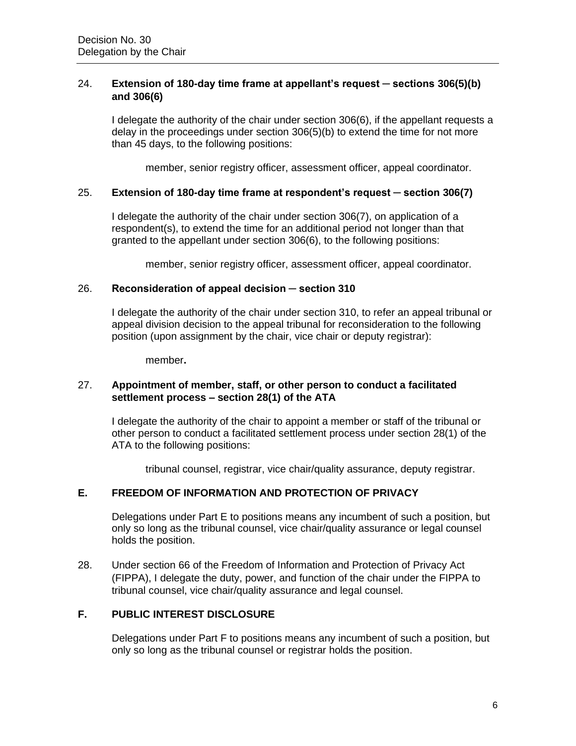24. **Extension of 180-day time frame at appellant's request ─ sections 306(5)(b) and 306(6)**

    I delegate the authority of the chair under section 306(6), if the appellant requests a delay in the proceedings under section 306(5)(b) to extend the time for not more than 45 days, to the following positions:

    member, senior registry officer, assessment officer, appeal coordinator.

25. **Extension of 180-day time frame at respondent's request ─ section 306(7)**

    I delegate the authority of the chair under section 306(7), on application of a respondent(s), to extend the time for an additional period not longer than that granted to the appellant under section 306(6), to the following positions:

    member, senior registry officer, assessment officer, appeal coordinator.

26. **Reconsideration of appeal decision ─ section 310**

    I delegate the authority of the chair under section 310, to refer an appeal tribunal or appeal division decision to the appeal tribunal for reconsideration to the following position (upon assignment by the chair, vice chair or deputy registrar):

    member**.**

27. **Appointment of member, staff, or other person to conduct a facilitated settlement process – section 28(1) of the ATA**

    I delegate the authority of the chair to appoint a member or staff of the tribunal or other person to conduct a facilitated settlement process under section 28(1) of the ATA to the following positions:

    tribunal counsel, registrar, vice chair/quality assurance, deputy registrar.

## E. FREEDOM OF INFORMATION AND PROTECTION OF PRIVACY

Delegations under Part E to positions means any incumbent of such a position, but only so long as the tribunal counsel, vice chair/quality assurance or legal counsel holds the position.

28. Under section 66 of the Freedom of Information and Protection of Privacy Act (FIPPA), I delegate the duty, power, and function of the chair under the FIPPA to tribunal counsel, vice chair/quality assurance and legal counsel.

## F. PUBLIC INTEREST DISCLOSURE

Delegations under Part F to positions means any incumbent of such a position, but only so long as the tribunal counsel or registrar holds the position.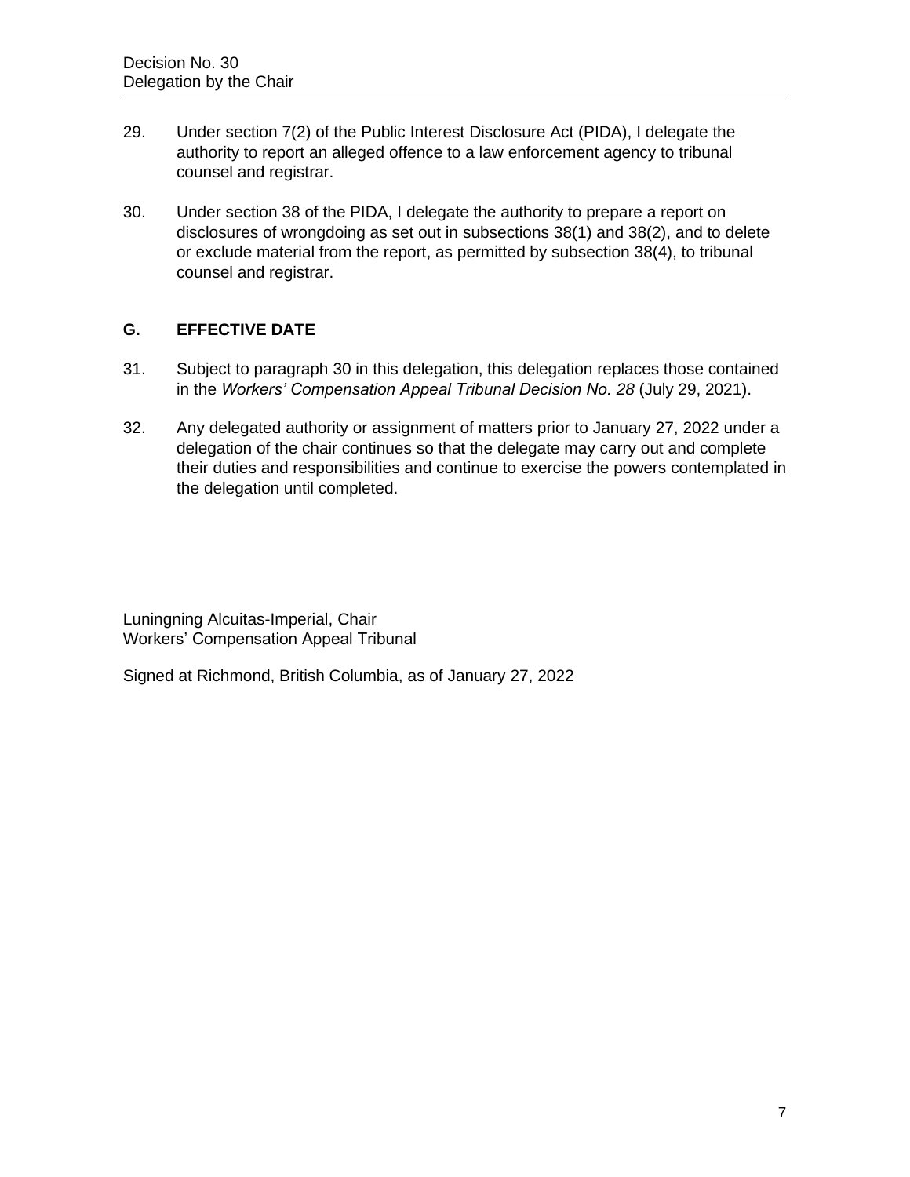29. Under section 7(2) of the Public Interest Disclosure Act (PIDA), I delegate the authority to report an alleged offence to a law enforcement agency to tribunal counsel and registrar.

30. Under section 38 of the PIDA, I delegate the authority to prepare a report on disclosures of wrongdoing as set out in subsections 38(1) and 38(2), and to delete or exclude material from the report, as permitted by subsection 38(4), to tribunal counsel and registrar.

## G. EFFECTIVE DATE

31. Subject to paragraph 30 in this delegation, this delegation replaces those contained in the *Workers' Compensation Appeal Tribunal Decision No. 28* (July 29, 2021).

32. Any delegated authority or assignment of matters prior to January 27, 2022 under a delegation of the chair continues so that the delegate may carry out and complete their duties and responsibilities and continue to exercise the powers contemplated in the delegation until completed.

Luningning Alcuitas-Imperial, Chair
Workers' Compensation Appeal Tribunal

Signed at Richmond, British Columbia, as of January 27, 2022